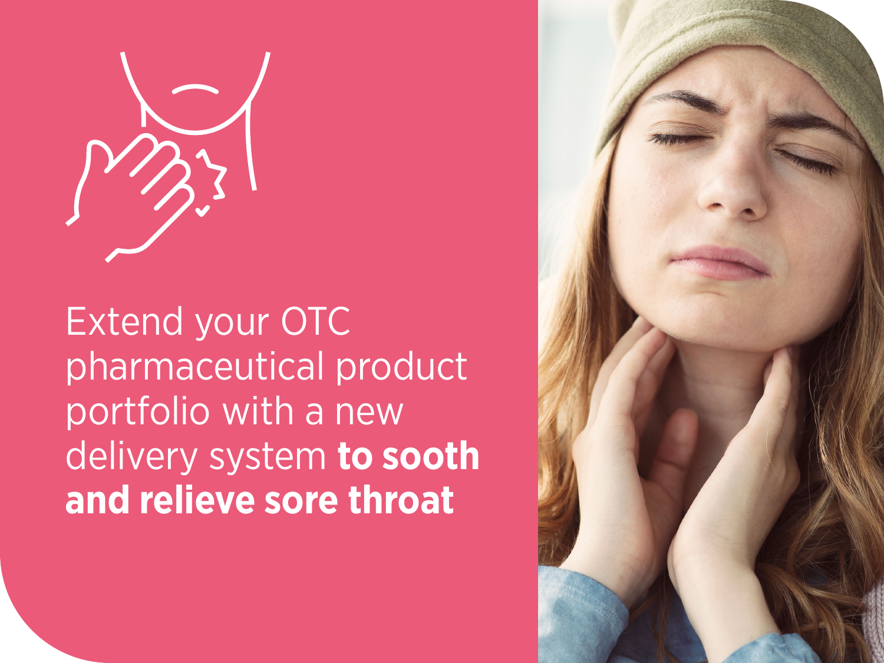Extend your OTC pharmaceutical product portfolio with a new delivery system **to sooth and relieve sore throat**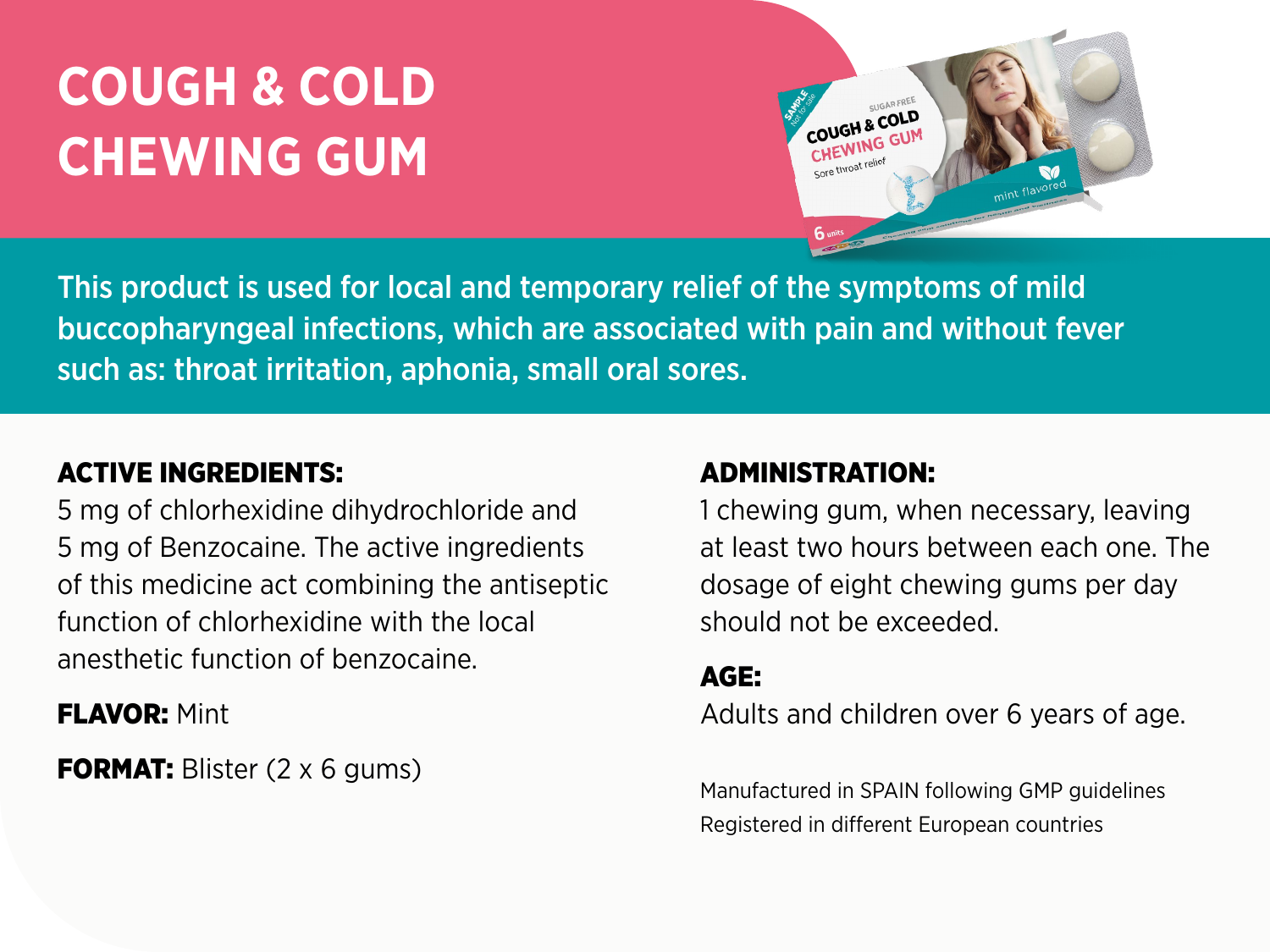# COUGH & COLD CHEWING GUM

This product is used for local and temporary relief of the symptoms of mild buccopharyngeal infections, which are associated with pain and without fever such as: throat irritation, aphonia, small oral sores.

**ACTIVE INGREDIENTS:**
5 mg of chlorhexidine dihydrochloride and 5 mg of Benzocaine. The active ingredients of this medicine act combining the antiseptic function of chlorhexidine with the local anesthetic function of benzocaine.

**FLAVOR:** Mint

**FORMAT:** Blister (2 x 6 gums)

**ADMINISTRATION:**
1 chewing gum, when necessary, leaving at least two hours between each one. The dosage of eight chewing gums per day should not be exceeded.

**AGE:**
Adults and children over 6 years of age.

Manufactured in SPAIN following GMP guidelines
Registered in different European countries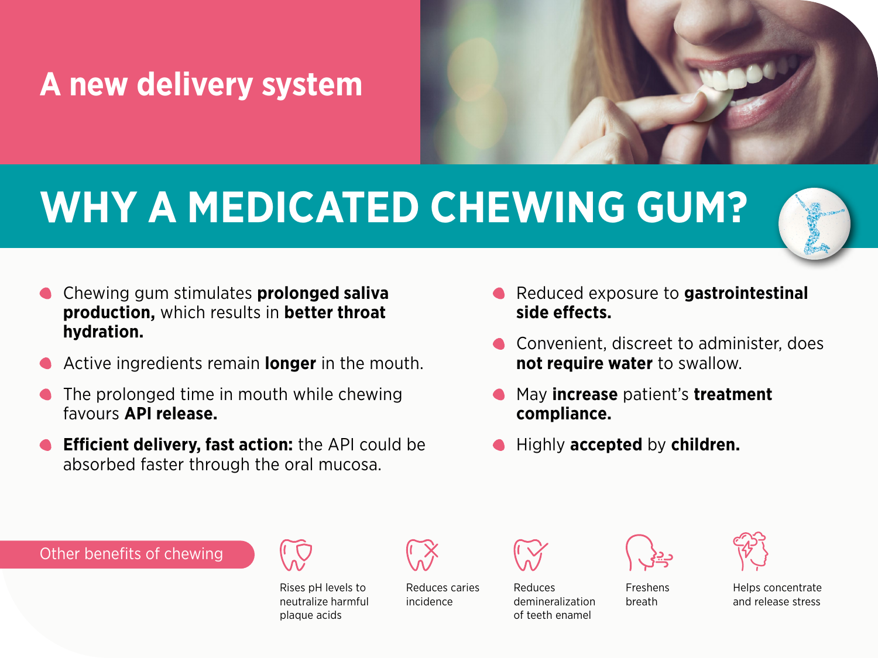## A new delivery system

# WHY A MEDICATED CHEWING GUM?

- Chewing gum stimulates **prolonged saliva production,** which results in **better throat hydration.**
- Active ingredients remain **longer** in the mouth.
- The prolonged time in mouth while chewing favours **API release.**
- **Efficient delivery, fast action:** the API could be absorbed faster through the oral mucosa.
- Reduced exposure to **gastrointestinal side effects.**
- Convenient, discreet to administer, does **not require water** to swallow.
- May **increase** patient's **treatment compliance.**
- Highly **accepted** by **children.**

### Other benefits of chewing

- Rises pH levels to neutralize harmful plaque acids
- Reduces caries incidence
- Reduces demineralization of teeth enamel
- Freshens breath
- Helps concentrate and release stress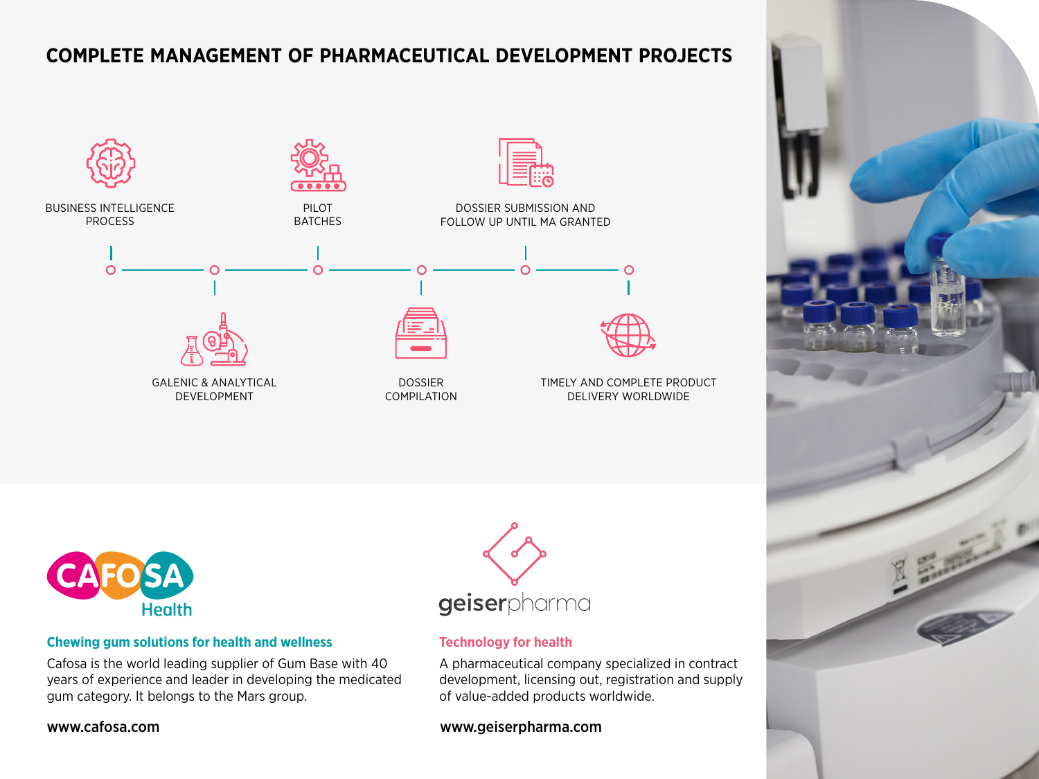# COMPLETE MANAGEMENT OF PHARMACEUTICAL DEVELOPMENT PROJECTS

BUSINESS INTELLIGENCE PROCESS

GALENIC & ANALYTICAL DEVELOPMENT

PILOT BATCHES

DOSSIER COMPILATION

DOSSIER SUBMISSION AND FOLLOW UP UNTIL MA GRANTED

TIMELY AND COMPLETE PRODUCT DELIVERY WORLDWIDE

CAFOSA Health

**Chewing gum solutions for health and wellness**

Cafosa is the world leading supplier of Gum Base with 40 years of experience and leader in developing the medicated gum category. It belongs to the Mars group.

www.cafosa.com

geiserpharma

**Technology for health**

A pharmaceutical company specialized in contract development, licensing out, registration and supply of value-added products worldwide.

www.geiserpharma.com